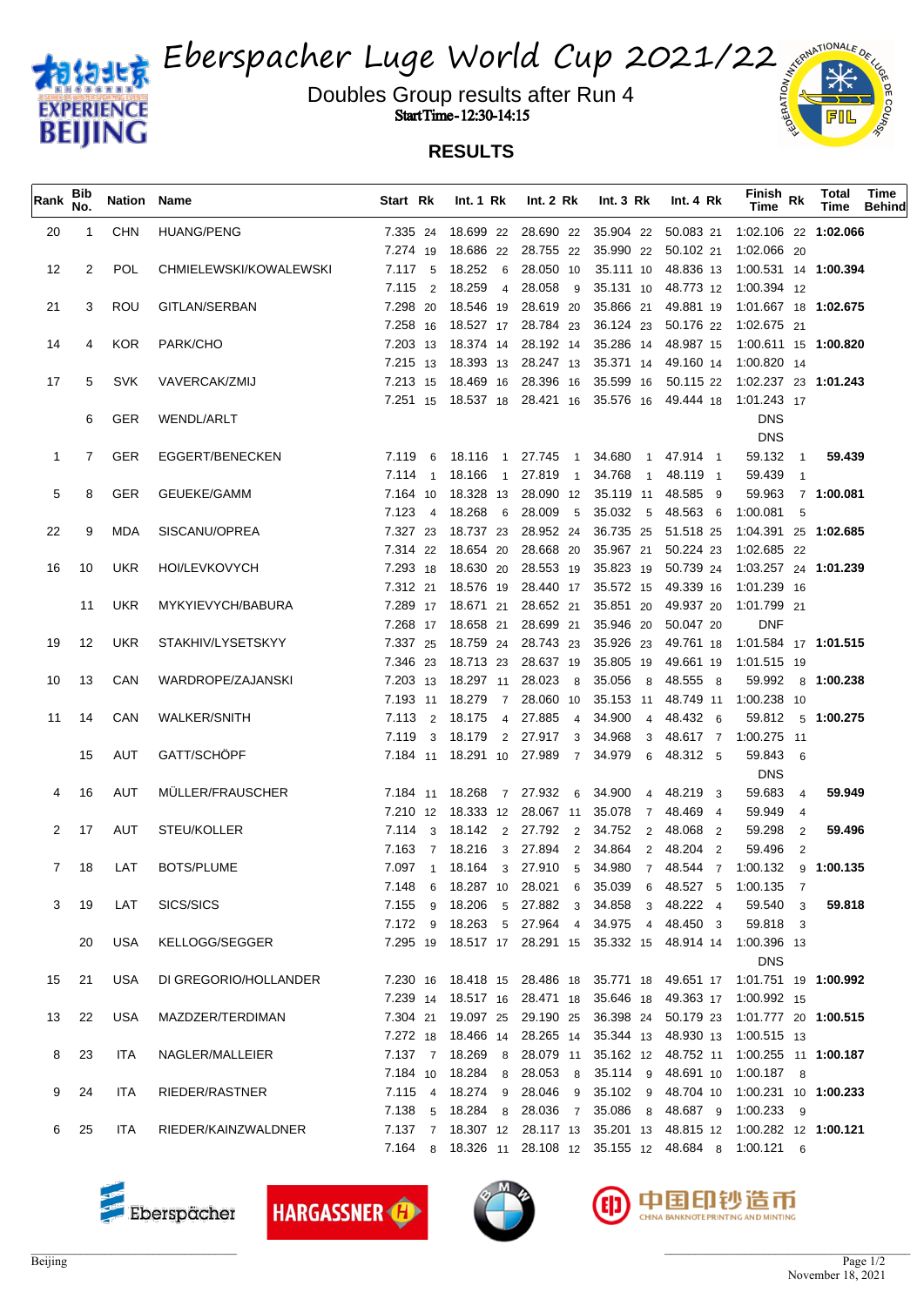# Eberspacher Luge World Cup 2021/22

Doubles Group results after Run 4

StartTime - 12:30-14:15

## RESULTS

| Rank | Bib No. | Nation | Name | Start | Rk | Int. 1 | Rk | Int. 2 | Rk | Int. 3 | Rk | Int. 4 | Rk | Finish Time | Rk | Total Time | Time Behind |
|---|---|---|---|---|---|---|---|---|---|---|---|---|---|---|---|---|---|
| 20 | 1 | CHN | HUANG/PENG | 7.335 | 24 | 18.699 | 22 | 28.690 | 22 | 35.904 | 22 | 50.083 | 21 | 1:02.106 | 22 | 1:02.066 | |
| | | | | 7.274 | 19 | 18.686 | 22 | 28.755 | 22 | 35.990 | 22 | 50.102 | 21 | 1:02.066 | 20 | | |
| 12 | 2 | POL | CHMIELEWSKI/KOWALEWSKI | 7.117 | 5 | 18.252 | 6 | 28.050 | 10 | 35.111 | 10 | 48.836 | 13 | 1:00.531 | 14 | 1:00.394 | |
| | | | | 7.115 | 2 | 18.259 | 4 | 28.058 | 9 | 35.131 | 10 | 48.773 | 12 | 1:00.394 | 12 | | |
| 21 | 3 | ROU | GITLAN/SERBAN | 7.298 | 20 | 18.546 | 19 | 28.619 | 20 | 35.866 | 21 | 49.881 | 19 | 1:01.667 | 18 | 1:02.675 | |
| | | | | 7.258 | 16 | 18.527 | 17 | 28.784 | 23 | 36.124 | 23 | 50.176 | 22 | 1:02.675 | 21 | | |
| 14 | 4 | KOR | PARK/CHO | 7.203 | 13 | 18.374 | 14 | 28.192 | 14 | 35.286 | 14 | 48.987 | 15 | 1:00.611 | 15 | 1:00.820 | |
| | | | | 7.215 | 13 | 18.393 | 13 | 28.247 | 13 | 35.371 | 14 | 49.160 | 14 | 1:00.820 | 14 | | |
| 17 | 5 | SVK | VAVERCAK/ZMIJ | 7.213 | 15 | 18.469 | 16 | 28.396 | 16 | 35.599 | 16 | 50.115 | 22 | 1:02.237 | 23 | 1:01.243 | |
| | | | | 7.251 | 15 | 18.537 | 18 | 28.421 | 16 | 35.576 | 16 | 49.444 | 18 | 1:01.243 | 17 | | |
| | 6 | GER | WENDL/ARLT | | | | | | | | | | | DNS | | | |
| | | | | | | | | | | | | | | DNS | | | |
| 1 | 7 | GER | EGGERT/BENECKEN | 7.119 | 6 | 18.116 | 1 | 27.745 | 1 | 34.680 | 1 | 47.914 | 1 | 59.132 | 1 | 59.439 | |
| | | | | 7.114 | 1 | 18.166 | 1 | 27.819 | 1 | 34.768 | 1 | 48.119 | 1 | 59.439 | 1 | | |
| 5 | 8 | GER | GEUEKE/GAMM | 7.164 | 10 | 18.328 | 13 | 28.090 | 12 | 35.119 | 11 | 48.585 | 9 | 59.963 | 7 | 1:00.081 | |
| | | | | 7.123 | 4 | 18.268 | 6 | 28.009 | 5 | 35.032 | 5 | 48.563 | 6 | 1:00.081 | 5 | | |
| 22 | 9 | MDA | SISCANU/OPREA | 7.327 | 23 | 18.737 | 23 | 28.952 | 24 | 36.735 | 25 | 51.518 | 25 | 1:04.391 | 25 | 1:02.685 | |
| | | | | 7.314 | 22 | 18.654 | 20 | 28.668 | 20 | 35.967 | 21 | 50.224 | 23 | 1:02.685 | 22 | | |
| 16 | 10 | UKR | HOI/LEVKOVYCH | 7.293 | 18 | 18.630 | 20 | 28.553 | 19 | 35.823 | 19 | 50.739 | 24 | 1:03.257 | 24 | 1:01.239 | |
| | | | | 7.312 | 21 | 18.576 | 19 | 28.440 | 17 | 35.572 | 15 | 49.339 | 16 | 1:01.239 | 16 | | |
| | 11 | UKR | MYKYIEVYCH/BABURA | 7.289 | 17 | 18.671 | 21 | 28.652 | 21 | 35.851 | 20 | 49.937 | 20 | 1:01.799 | 21 | | |
| | | | | 7.268 | 17 | 18.658 | 21 | 28.699 | 21 | 35.946 | 20 | 50.047 | 20 | DNF | | | |
| 19 | 12 | UKR | STAKHIV/LYSETSKYY | 7.337 | 25 | 18.759 | 24 | 28.743 | 23 | 35.926 | 23 | 49.761 | 18 | 1:01.584 | 17 | 1:01.515 | |
| | | | | 7.346 | 23 | 18.713 | 23 | 28.637 | 19 | 35.805 | 19 | 49.661 | 19 | 1:01.515 | 19 | | |
| 10 | 13 | CAN | WARDROPE/ZAJANSKI | 7.203 | 13 | 18.297 | 11 | 28.023 | 8 | 35.056 | 8 | 48.555 | 8 | 59.992 | 8 | 1:00.238 | |
| | | | | 7.193 | 11 | 18.279 | 7 | 28.060 | 10 | 35.153 | 11 | 48.749 | 11 | 1:00.238 | 10 | | |
| 11 | 14 | CAN | WALKER/SNITH | 7.113 | 2 | 18.175 | 4 | 27.885 | 4 | 34.900 | 4 | 48.432 | 6 | 59.812 | 5 | 1:00.275 | |
| | | | | 7.119 | 3 | 18.179 | 2 | 27.917 | 3 | 34.968 | 3 | 48.617 | 7 | 1:00.275 | 11 | | |
| | 15 | AUT | GATT/SCHÖPF | 7.184 | 11 | 18.291 | 10 | 27.989 | 7 | 34.979 | 6 | 48.312 | 5 | 59.843 | 6 | | |
| | | | | | | | | | | | | | | DNS | | | |
| 4 | 16 | AUT | MÜLLER/FRAUSCHER | 7.184 | 11 | 18.268 | 7 | 27.932 | 6 | 34.900 | 4 | 48.219 | 3 | 59.683 | 4 | 59.949 | |
| | | | | 7.210 | 12 | 18.333 | 12 | 28.067 | 11 | 35.078 | 7 | 48.469 | 4 | 59.949 | 4 | | |
| 2 | 17 | AUT | STEU/KOLLER | 7.114 | 3 | 18.142 | 2 | 27.792 | 2 | 34.752 | 2 | 48.068 | 2 | 59.298 | 2 | 59.496 | |
| | | | | 7.163 | 7 | 18.216 | 3 | 27.894 | 2 | 34.864 | 2 | 48.204 | 2 | 59.496 | 2 | | |
| 7 | 18 | LAT | BOTS/PLUME | 7.097 | 1 | 18.164 | 3 | 27.910 | 5 | 34.980 | 7 | 48.544 | 7 | 1:00.132 | 9 | 1:00.135 | |
| | | | | 7.148 | 6 | 18.287 | 10 | 28.021 | 6 | 35.039 | 6 | 48.527 | 5 | 1:00.135 | 7 | | |
| 3 | 19 | LAT | SICS/SICS | 7.155 | 9 | 18.206 | 5 | 27.882 | 3 | 34.858 | 3 | 48.222 | 4 | 59.540 | 3 | 59.818 | |
| | | | | 7.172 | 9 | 18.263 | 5 | 27.964 | 4 | 34.975 | 4 | 48.450 | 3 | 59.818 | 3 | | |
| | 20 | USA | KELLOGG/SEGGER | 7.295 | 19 | 18.517 | 17 | 28.291 | 15 | 35.332 | 15 | 48.914 | 14 | 1:00.396 | 13 | | |
| | | | | | | | | | | | | | | DNS | | | |
| 15 | 21 | USA | DI GREGORIO/HOLLANDER | 7.230 | 16 | 18.418 | 15 | 28.486 | 18 | 35.771 | 18 | 49.651 | 17 | 1:01.751 | 19 | 1:00.992 | |
| | | | | 7.239 | 14 | 18.517 | 16 | 28.471 | 18 | 35.646 | 18 | 49.363 | 17 | 1:00.992 | 15 | | |
| 13 | 22 | USA | MAZDZER/TERDIMAN | 7.304 | 21 | 19.097 | 25 | 29.190 | 25 | 36.398 | 24 | 50.179 | 23 | 1:01.777 | 20 | 1:00.515 | |
| | | | | 7.272 | 18 | 18.466 | 14 | 28.265 | 14 | 35.344 | 13 | 48.930 | 13 | 1:00.515 | 13 | | |
| 8 | 23 | ITA | NAGLER/MALLEIER | 7.137 | 7 | 18.269 | 8 | 28.079 | 11 | 35.162 | 12 | 48.752 | 11 | 1:00.255 | 11 | 1:00.187 | |
| | | | | 7.184 | 10 | 18.284 | 8 | 28.053 | 8 | 35.114 | 9 | 48.691 | 10 | 1:00.187 | 8 | | |
| 9 | 24 | ITA | RIEDER/RASTNER | 7.115 | 4 | 18.274 | 9 | 28.046 | 9 | 35.102 | 9 | 48.704 | 10 | 1:00.231 | 10 | 1:00.233 | |
| | | | | 7.138 | 5 | 18.284 | 8 | 28.036 | 7 | 35.086 | 8 | 48.687 | 9 | 1:00.233 | 9 | | |
| 6 | 25 | ITA | RIEDER/KAINZWALDNER | 7.137 | 7 | 18.307 | 12 | 28.117 | 13 | 35.201 | 13 | 48.815 | 12 | 1:00.282 | 12 | 1:00.121 | |
| | | | | 7.164 | 8 | 18.326 | 11 | 28.108 | 12 | 35.155 | 12 | 48.684 | 8 | 1:00.121 | 6 | | |

Beijing

November 18, 2021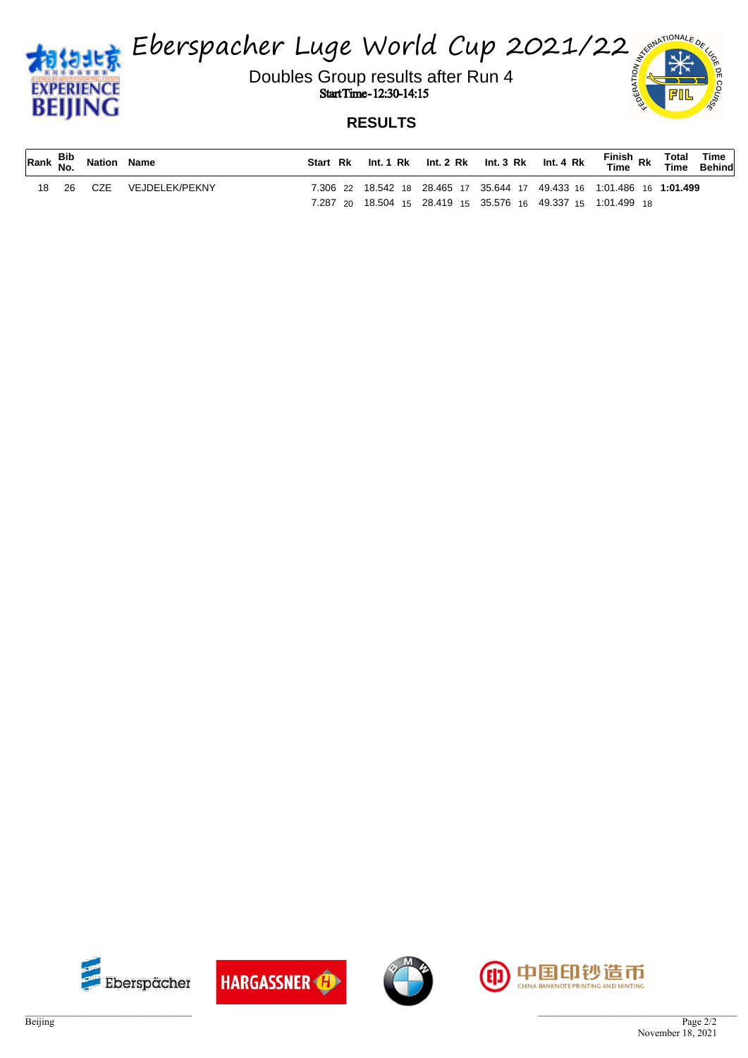# Eberspacher Luge World Cup 2021/22

Doubles Group results after Run 4

Start Time - 12:30-14:15

## RESULTS

| Rank | Bib No. | Nation | Name | Start | Rk | Int. 1 | Rk | Int. 2 | Rk | Int. 3 | Rk | Int. 4 | Rk | Finish Time | Rk | Total Time | Time Behind |
|---|---|---|---|---|---|---|---|---|---|---|---|---|---|---|---|---|---|
| 18 | 26 | CZE | VEJDELEK/PEKNY | 7.306 | 22 | 18.542 | 18 | 28.465 | 17 | 35.644 | 17 | 49.433 | 16 | 1:01.486 | 16 | **1:01.499** | |
| | | | | 7.287 | 20 | 18.504 | 15 | 28.419 | 15 | 35.576 | 16 | 49.337 | 15 | 1:01.499 | 18 | | |

Beijing

November 18, 2021